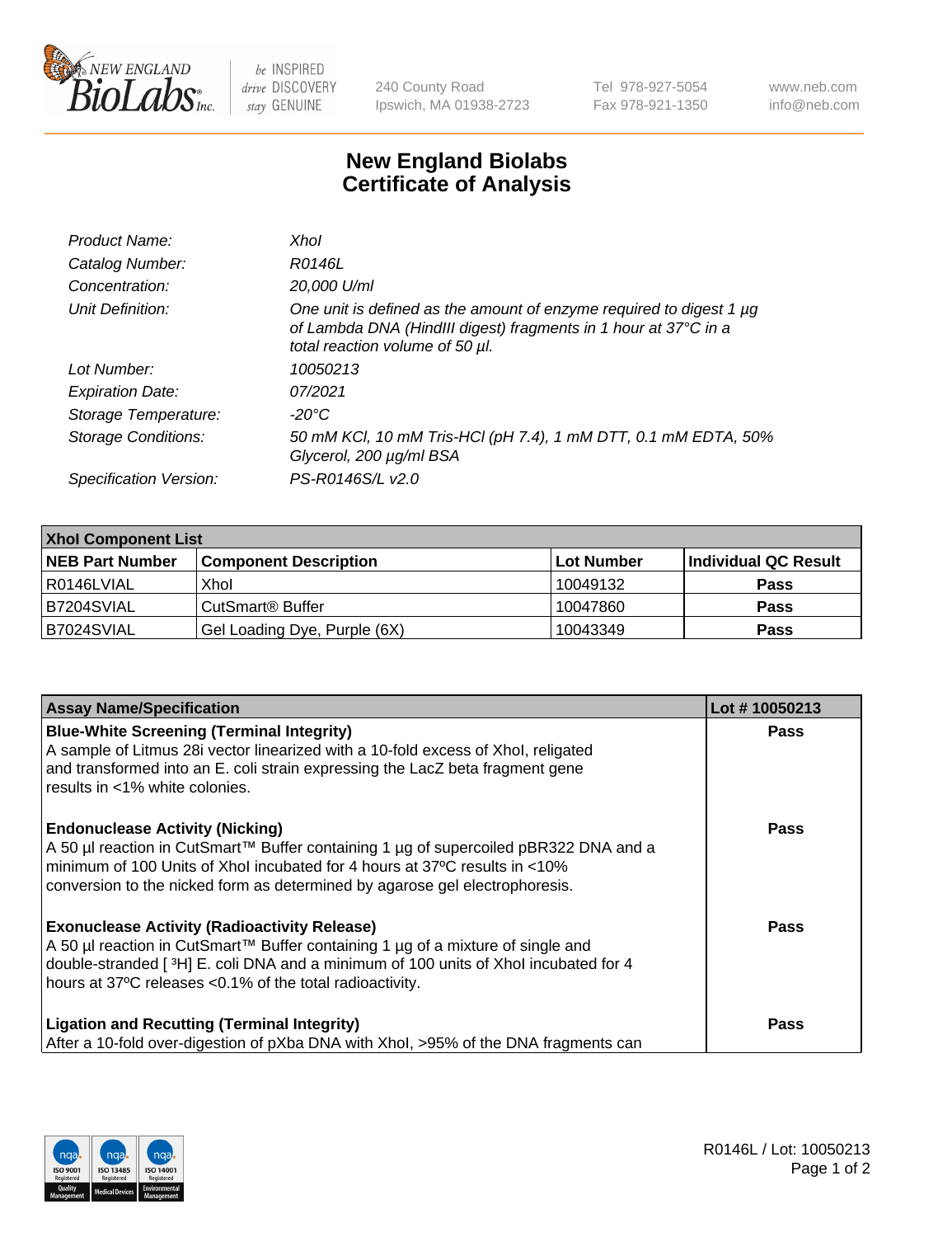New England Biolabs — be INSPIRED drive DISCOVERY stay GENUINE

240 County Road
Ipswich, MA 01938-2723

Tel 978-927-5054
Fax 978-921-1350

www.neb.com
info@neb.com

# New England Biolabs Certificate of Analysis

| | |
|---|---|
| *Product Name:* | *XhoI* |
| *Catalog Number:* | *R0146L* |
| *Concentration:* | *20,000 U/ml* |
| *Unit Definition:* | *One unit is defined as the amount of enzyme required to digest 1 µg of Lambda DNA (HindIII digest) fragments in 1 hour at 37°C in a total reaction volume of 50 µl.* |
| *Lot Number:* | *10050213* |
| *Expiration Date:* | *07/2021* |
| *Storage Temperature:* | *-20°C* |
| *Storage Conditions:* | *50 mM KCl, 10 mM Tris-HCl (pH 7.4), 1 mM DTT, 0.1 mM EDTA, 50% Glycerol, 200 µg/ml BSA* |
| *Specification Version:* | *PS-R0146S/L v2.0* |

| **XhoI Component List** | | | |
|---|---|---|---|
| **NEB Part Number** | **Component Description** | **Lot Number** | **Individual QC Result** |
| R0146LVIAL | XhoI | 10049132 | **Pass** |
| B7204SVIAL | CutSmart® Buffer | 10047860 | **Pass** |
| B7024SVIAL | Gel Loading Dye, Purple (6X) | 10043349 | **Pass** |

| **Assay Name/Specification** | **Lot # 10050213** |
|---|---|
| **Blue-White Screening (Terminal Integrity)** A sample of Litmus 28i vector linearized with a 10-fold excess of XhoI, religated and transformed into an E. coli strain expressing the LacZ beta fragment gene results in <1% white colonies. | **Pass** |
| **Endonuclease Activity (Nicking)** A 50 µl reaction in CutSmart™ Buffer containing 1 µg of supercoiled pBR322 DNA and a minimum of 100 Units of XhoI incubated for 4 hours at 37ºC results in <10% conversion to the nicked form as determined by agarose gel electrophoresis. | **Pass** |
| **Exonuclease Activity (Radioactivity Release)** A 50 µl reaction in CutSmart™ Buffer containing 1 µg of a mixture of single and double-stranded [ $^3$H] E. coli DNA and a minimum of 100 units of XhoI incubated for 4 hours at 37ºC releases <0.1% of the total radioactivity. | **Pass** |
| **Ligation and Recutting (Terminal Integrity)** After a 10-fold over-digestion of pXba DNA with XhoI, >95% of the DNA fragments can | **Pass** |

R0146L / Lot: 10050213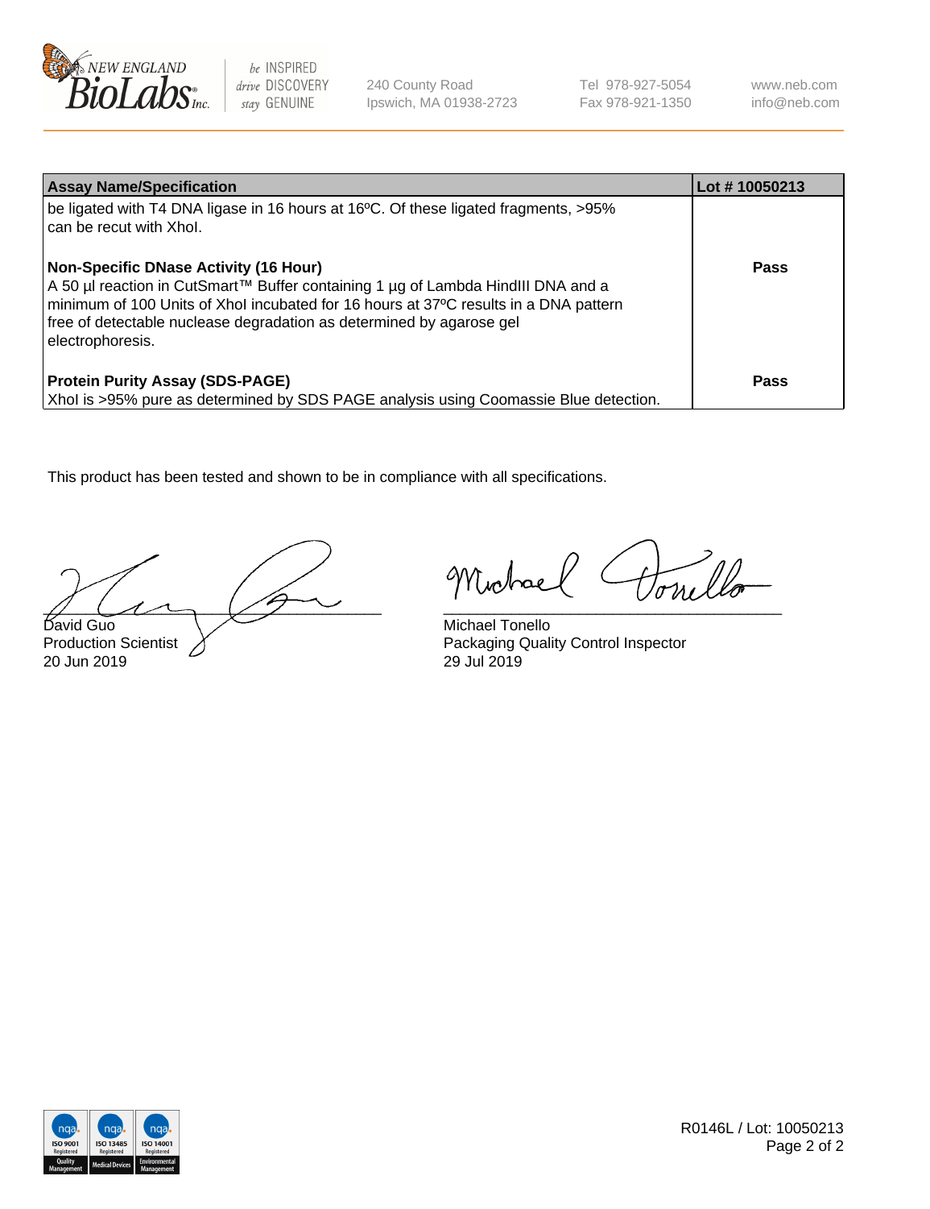| Assay Name/Specification | Lot # 10050213 |
| --- | --- |
| be ligated with T4 DNA ligase in 16 hours at 16ºC. Of these ligated fragments, >95% can be recut with XhoI. | |
| **Non-Specific DNase Activity (16 Hour)**<br>A 50 µl reaction in CutSmart™ Buffer containing 1 µg of Lambda HindIII DNA and a minimum of 100 Units of XhoI incubated for 16 hours at 37ºC results in a DNA pattern free of detectable nuclease degradation as determined by agarose gel electrophoresis. | **Pass** |
| **Protein Purity Assay (SDS-PAGE)**<br>XhoI is >95% pure as determined by SDS PAGE analysis using Coomassie Blue detection. | **Pass** |

This product has been tested and shown to be in compliance with all specifications.

David Guo
Production Scientist
20 Jun 2019

Michael Tonello
Packaging Quality Control Inspector
29 Jul 2019

R0146L / Lot: 10050213